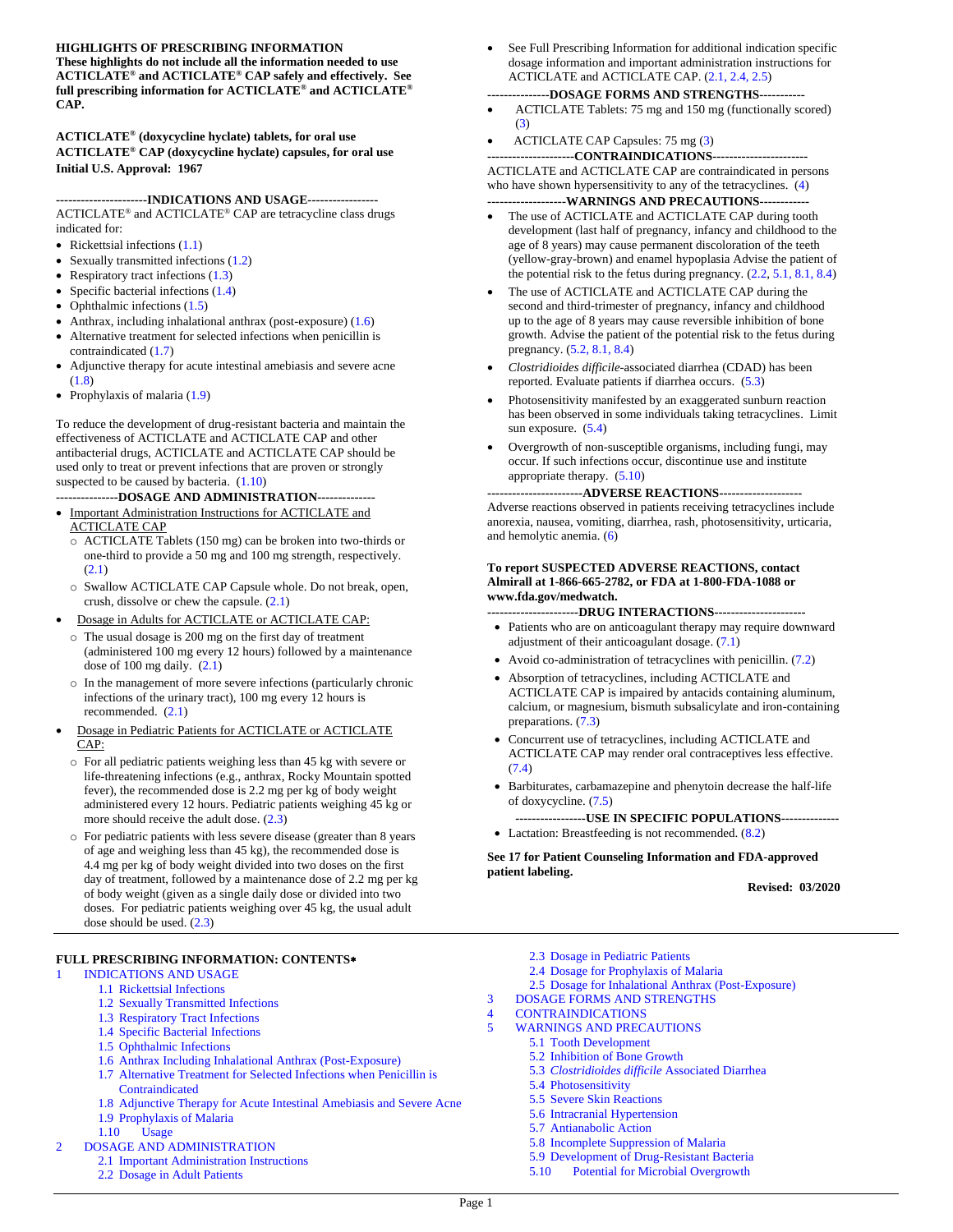**HIGHLIGHTS OF PRESCRIBING INFORMATION**
**These highlights do not include all the information needed to use ACTICLATE® and ACTICLATE® CAP safely and effectively. See full prescribing information for ACTICLATE® and ACTICLATE® CAP.**

**ACTICLATE® (doxycycline hyclate) tablets, for oral use**
**ACTICLATE® CAP (doxycycline hyclate) capsules, for oral use**
**Initial U.S. Approval: 1967**

**----------------------INDICATIONS AND USAGE-----------------**

ACTICLATE® and ACTICLATE® CAP are tetracycline class drugs indicated for:

- Rickettsial infections (1.1)
- Sexually transmitted infections (1.2)
- Respiratory tract infections (1.3)
- Specific bacterial infections (1.4)
- Ophthalmic infections (1.5)
- Anthrax, including inhalational anthrax (post-exposure) (1.6)
- Alternative treatment for selected infections when penicillin is contraindicated (1.7)
- Adjunctive therapy for acute intestinal amebiasis and severe acne (1.8)
- Prophylaxis of malaria (1.9)

To reduce the development of drug-resistant bacteria and maintain the effectiveness of ACTICLATE and ACTICLATE CAP and other antibacterial drugs, ACTICLATE and ACTICLATE CAP should be used only to treat or prevent infections that are proven or strongly suspected to be caused by bacteria. (1.10)

**---------------DOSAGE AND ADMINISTRATION--------------**

- Important Administration Instructions for ACTICLATE and ACTICLATE CAP
  - ACTICLATE Tablets (150 mg) can be broken into two-thirds or one-third to provide a 50 mg and 100 mg strength, respectively. (2.1)
  - Swallow ACTICLATE CAP Capsule whole. Do not break, open, crush, dissolve or chew the capsule. (2.1)
- Dosage in Adults for ACTICLATE or ACTICLATE CAP:
  - The usual dosage is 200 mg on the first day of treatment (administered 100 mg every 12 hours) followed by a maintenance dose of 100 mg daily. (2.1)
  - In the management of more severe infections (particularly chronic infections of the urinary tract), 100 mg every 12 hours is recommended. (2.1)
- Dosage in Pediatric Patients for ACTICLATE or ACTICLATE CAP:
  - For all pediatric patients weighing less than 45 kg with severe or life-threatening infections (e.g., anthrax, Rocky Mountain spotted fever), the recommended dose is 2.2 mg per kg of body weight administered every 12 hours. Pediatric patients weighing 45 kg or more should receive the adult dose. (2.3)
  - For pediatric patients with less severe disease (greater than 8 years of age and weighing less than 45 kg), the recommended dose is 4.4 mg per kg of body weight divided into two doses on the first day of treatment, followed by a maintenance dose of 2.2 mg per kg of body weight (given as a single daily dose or divided into two doses. For pediatric patients weighing over 45 kg, the usual adult dose should be used. (2.3)
- See Full Prescribing Information for additional indication specific dosage information and important administration instructions for ACTICLATE and ACTICLATE CAP. (2.1, 2.4, 2.5)

**---------------DOSAGE FORMS AND STRENGTHS----------**

- ACTICLATE Tablets: 75 mg and 150 mg (functionally scored) (3)
- ACTICLATE CAP Capsules: 75 mg (3)

**---------------------CONTRAINDICATIONS----------------------**

ACTICLATE and ACTICLATE CAP are contraindicated in persons who have shown hypersensitivity to any of the tetracyclines. (4)

**-------------------WARNINGS AND PRECAUTIONS------------**

- The use of ACTICLATE and ACTICLATE CAP during tooth development (last half of pregnancy, infancy and childhood to the age of 8 years) may cause permanent discoloration of the teeth (yellow-gray-brown) and enamel hypoplasia Advise the patient of the potential risk to the fetus during pregnancy. (2.2, 5.1, 8.1, 8.4)
- The use of ACTICLATE and ACTICLATE CAP during the second and third-trimester of pregnancy, infancy and childhood up to the age of 8 years may cause reversible inhibition of bone growth. Advise the patient of the potential risk to the fetus during pregnancy. (5.2, 8.1, 8.4)
- *Clostridioides difficile*-associated diarrhea (CDAD) has been reported. Evaluate patients if diarrhea occurs. (5.3)
- Photosensitivity manifested by an exaggerated sunburn reaction has been observed in some individuals taking tetracyclines. Limit sun exposure. (5.4)
- Overgrowth of non-susceptible organisms, including fungi, may occur. If such infections occur, discontinue use and institute appropriate therapy. (5.10)

**-----------------------ADVERSE REACTIONS--------------------**

Adverse reactions observed in patients receiving tetracyclines include anorexia, nausea, vomiting, diarrhea, rash, photosensitivity, urticaria, and hemolytic anemia. (6)

**To report SUSPECTED ADVERSE REACTIONS, contact Almirall at 1-866-665-2782, or FDA at 1-800-FDA-1088 or www.fda.gov/medwatch.**

**----------------------DRUG INTERACTIONS---------------------**

- Patients who are on anticoagulant therapy may require downward adjustment of their anticoagulant dosage. (7.1)
- Avoid co-administration of tetracyclines with penicillin. (7.2)
- Absorption of tetracyclines, including ACTICLATE and ACTICLATE CAP is impaired by antacids containing aluminum, calcium, or magnesium, bismuth subsalicylate and iron-containing preparations. (7.3)
- Concurrent use of tetracyclines, including ACTICLATE and ACTICLATE CAP may render oral contraceptives less effective. (7.4)
- Barbiturates, carbamazepine and phenytoin decrease the half-life of doxycycline. (7.5)

**-----------------USE IN SPECIFIC POPULATIONS--------------**

- Lactation: Breastfeeding is not recommended. (8.2)

**See 17 for Patient Counseling Information and FDA-approved patient labeling.**

**Revised: 03/2020**

---

**FULL PRESCRIBING INFORMATION: CONTENTS***

1 INDICATIONS AND USAGE
- 1.1 Rickettsial Infections
- 1.2 Sexually Transmitted Infections
- 1.3 Respiratory Tract Infections
- 1.4 Specific Bacterial Infections
- 1.5 Ophthalmic Infections
- 1.6 Anthrax Including Inhalational Anthrax (Post-Exposure)
- 1.7 Alternative Treatment for Selected Infections when Penicillin is Contraindicated
- 1.8 Adjunctive Therapy for Acute Intestinal Amebiasis and Severe Acne
- 1.9 Prophylaxis of Malaria
- 1.10 Usage

2 DOSAGE AND ADMINISTRATION
- 2.1 Important Administration Instructions
- 2.2 Dosage in Adult Patients
- 2.3 Dosage in Pediatric Patients
- 2.4 Dosage for Prophylaxis of Malaria
- 2.5 Dosage for Inhalational Anthrax (Post-Exposure)

3 DOSAGE FORMS AND STRENGTHS

4 CONTRAINDICATIONS

5 WARNINGS AND PRECAUTIONS
- 5.1 Tooth Development
- 5.2 Inhibition of Bone Growth
- 5.3 *Clostridioides difficile* Associated Diarrhea
- 5.4 Photosensitivity
- 5.5 Severe Skin Reactions
- 5.6 Intracranial Hypertension
- 5.7 Antianabolic Action
- 5.8 Incomplete Suppression of Malaria
- 5.9 Development of Drug-Resistant Bacteria
- 5.10 Potential for Microbial Overgrowth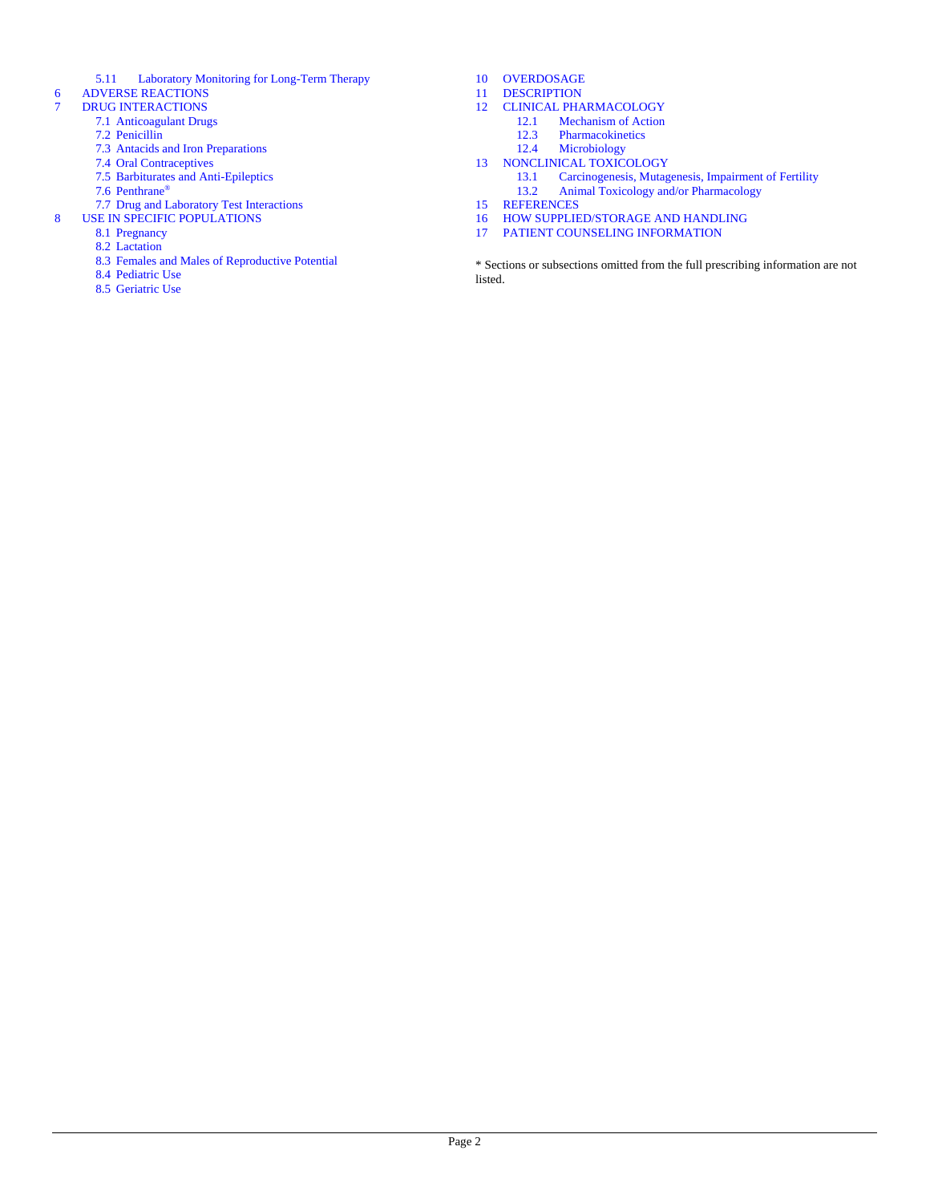- 5.11 Laboratory Monitoring for Long-Term Therapy
- 6 ADVERSE REACTIONS
- 7 DRUG INTERACTIONS
  - 7.1 Anticoagulant Drugs
  - 7.2 Penicillin
  - 7.3 Antacids and Iron Preparations
  - 7.4 Oral Contraceptives
  - 7.5 Barbiturates and Anti-Epileptics
  - 7.6 Penthrane®
  - 7.7 Drug and Laboratory Test Interactions
- 8 USE IN SPECIFIC POPULATIONS
  - 8.1 Pregnancy
  - 8.2 Lactation
  - 8.3 Females and Males of Reproductive Potential
  - 8.4 Pediatric Use
  - 8.5 Geriatric Use
- 10 OVERDOSAGE
- 11 DESCRIPTION
- 12 CLINICAL PHARMACOLOGY
  - 12.1 Mechanism of Action
  - 12.3 Pharmacokinetics
  - 12.4 Microbiology
- 13 NONCLINICAL TOXICOLOGY
  - 13.1 Carcinogenesis, Mutagenesis, Impairment of Fertility
  - 13.2 Animal Toxicology and/or Pharmacology
- 15 REFERENCES
- 16 HOW SUPPLIED/STORAGE AND HANDLING
- 17 PATIENT COUNSELING INFORMATION

* Sections or subsections omitted from the full prescribing information are not listed.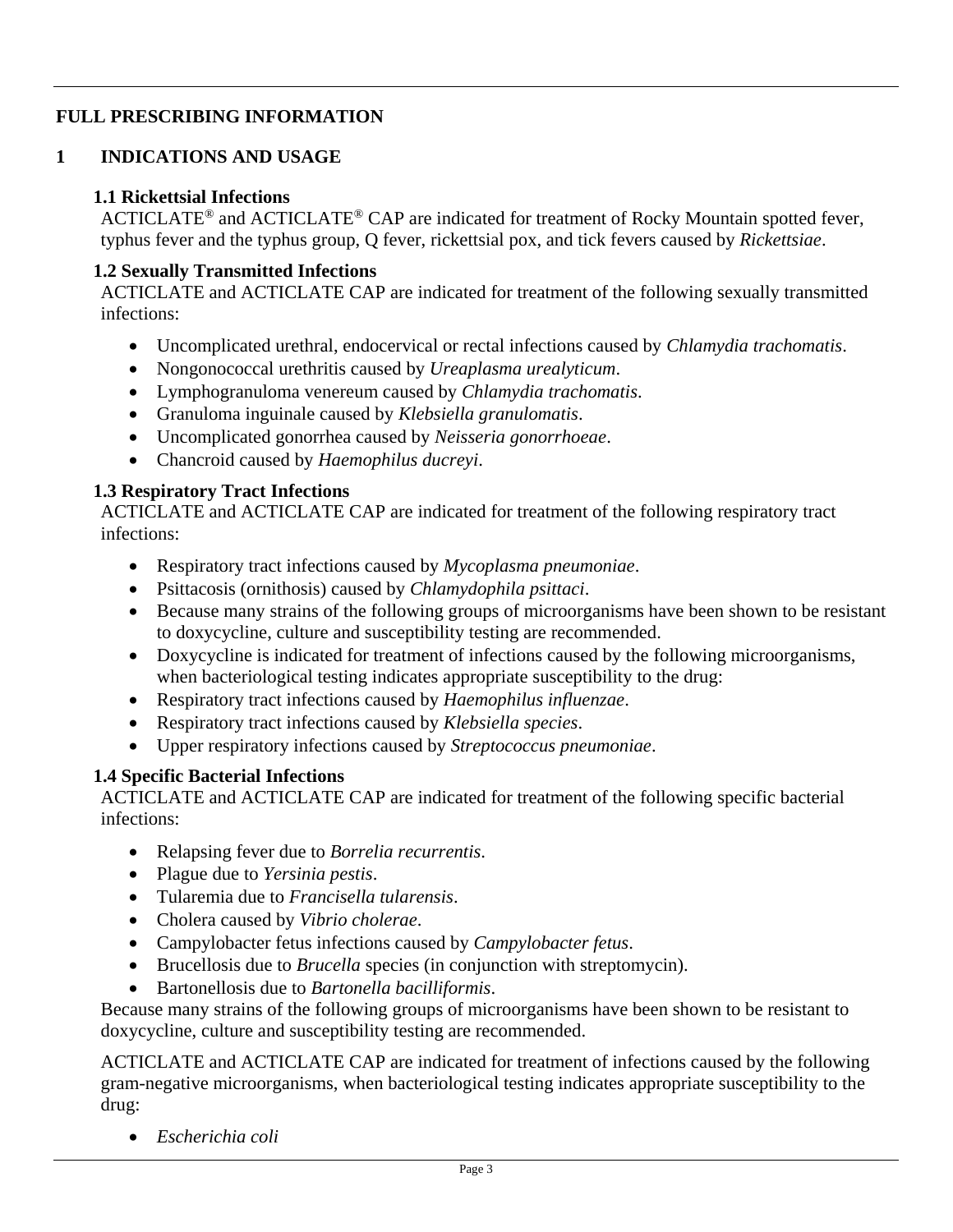# FULL PRESCRIBING INFORMATION

## 1 INDICATIONS AND USAGE

### 1.1 Rickettsial Infections

ACTICLATE® and ACTICLATE® CAP are indicated for treatment of Rocky Mountain spotted fever, typhus fever and the typhus group, Q fever, rickettsial pox, and tick fevers caused by *Rickettsiae*.

### 1.2 Sexually Transmitted Infections

ACTICLATE and ACTICLATE CAP are indicated for treatment of the following sexually transmitted infections:

- Uncomplicated urethral, endocervical or rectal infections caused by *Chlamydia trachomatis*.
- Nongonococcal urethritis caused by *Ureaplasma urealyticum*.
- Lymphogranuloma venereum caused by *Chlamydia trachomatis*.
- Granuloma inguinale caused by *Klebsiella granulomatis*.
- Uncomplicated gonorrhea caused by *Neisseria gonorrhoeae*.
- Chancroid caused by *Haemophilus ducreyi*.

### 1.3 Respiratory Tract Infections

ACTICLATE and ACTICLATE CAP are indicated for treatment of the following respiratory tract infections:

- Respiratory tract infections caused by *Mycoplasma pneumoniae*.
- Psittacosis (ornithosis) caused by *Chlamydophila psittaci*.
- Because many strains of the following groups of microorganisms have been shown to be resistant to doxycycline, culture and susceptibility testing are recommended.
- Doxycycline is indicated for treatment of infections caused by the following microorganisms, when bacteriological testing indicates appropriate susceptibility to the drug:
- Respiratory tract infections caused by *Haemophilus influenzae*.
- Respiratory tract infections caused by *Klebsiella species*.
- Upper respiratory infections caused by *Streptococcus pneumoniae*.

### 1.4 Specific Bacterial Infections

ACTICLATE and ACTICLATE CAP are indicated for treatment of the following specific bacterial infections:

- Relapsing fever due to *Borrelia recurrentis*.
- Plague due to *Yersinia pestis*.
- Tularemia due to *Francisella tularensis*.
- Cholera caused by *Vibrio cholerae*.
- Campylobacter fetus infections caused by *Campylobacter fetus*.
- Brucellosis due to *Brucella* species (in conjunction with streptomycin).
- Bartonellosis due to *Bartonella bacilliformis*.

Because many strains of the following groups of microorganisms have been shown to be resistant to doxycycline, culture and susceptibility testing are recommended.

ACTICLATE and ACTICLATE CAP are indicated for treatment of infections caused by the following gram-negative microorganisms, when bacteriological testing indicates appropriate susceptibility to the drug:

- *Escherichia coli*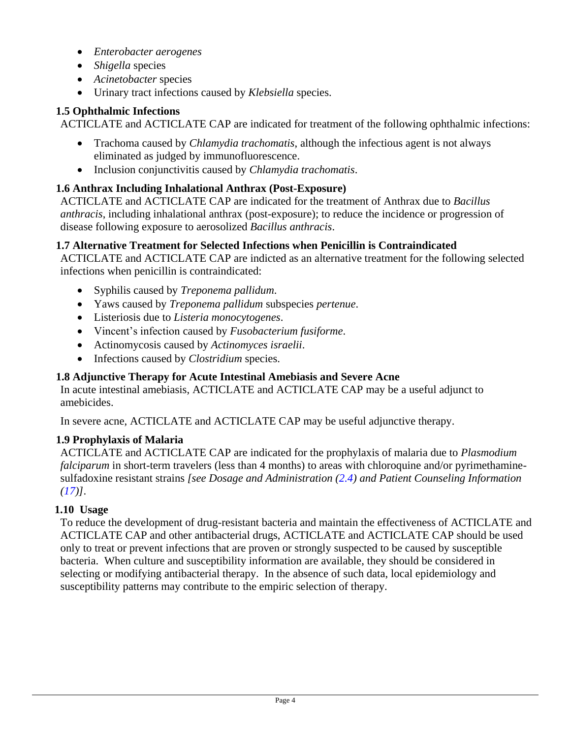- *Enterobacter aerogenes*
- *Shigella* species
- *Acinetobacter* species
- Urinary tract infections caused by *Klebsiella* species.

### 1.5 Ophthalmic Infections

ACTICLATE and ACTICLATE CAP are indicated for treatment of the following ophthalmic infections:

- Trachoma caused by *Chlamydia trachomatis*, although the infectious agent is not always eliminated as judged by immunofluorescence.
- Inclusion conjunctivitis caused by *Chlamydia trachomatis*.

### 1.6 Anthrax Including Inhalational Anthrax (Post-Exposure)

ACTICLATE and ACTICLATE CAP are indicated for the treatment of Anthrax due to *Bacillus anthracis*, including inhalational anthrax (post-exposure); to reduce the incidence or progression of disease following exposure to aerosolized *Bacillus anthracis*.

### 1.7 Alternative Treatment for Selected Infections when Penicillin is Contraindicated

ACTICLATE and ACTICLATE CAP are indicted as an alternative treatment for the following selected infections when penicillin is contraindicated:

- Syphilis caused by *Treponema pallidum*.
- Yaws caused by *Treponema pallidum* subspecies *pertenue*.
- Listeriosis due to *Listeria monocytogenes*.
- Vincent's infection caused by *Fusobacterium fusiforme*.
- Actinomycosis caused by *Actinomyces israelii*.
- Infections caused by *Clostridium* species.

### 1.8 Adjunctive Therapy for Acute Intestinal Amebiasis and Severe Acne

In acute intestinal amebiasis, ACTICLATE and ACTICLATE CAP may be a useful adjunct to amebicides.

In severe acne, ACTICLATE and ACTICLATE CAP may be useful adjunctive therapy.

### 1.9 Prophylaxis of Malaria

ACTICLATE and ACTICLATE CAP are indicated for the prophylaxis of malaria due to *Plasmodium falciparum* in short-term travelers (less than 4 months) to areas with chloroquine and/or pyrimethamine-sulfadoxine resistant strains *[see Dosage and Administration (2.4) and Patient Counseling Information (17)]*.

### 1.10 Usage

To reduce the development of drug-resistant bacteria and maintain the effectiveness of ACTICLATE and ACTICLATE CAP and other antibacterial drugs, ACTICLATE and ACTICLATE CAP should be used only to treat or prevent infections that are proven or strongly suspected to be caused by susceptible bacteria. When culture and susceptibility information are available, they should be considered in selecting or modifying antibacterial therapy. In the absence of such data, local epidemiology and susceptibility patterns may contribute to the empiric selection of therapy.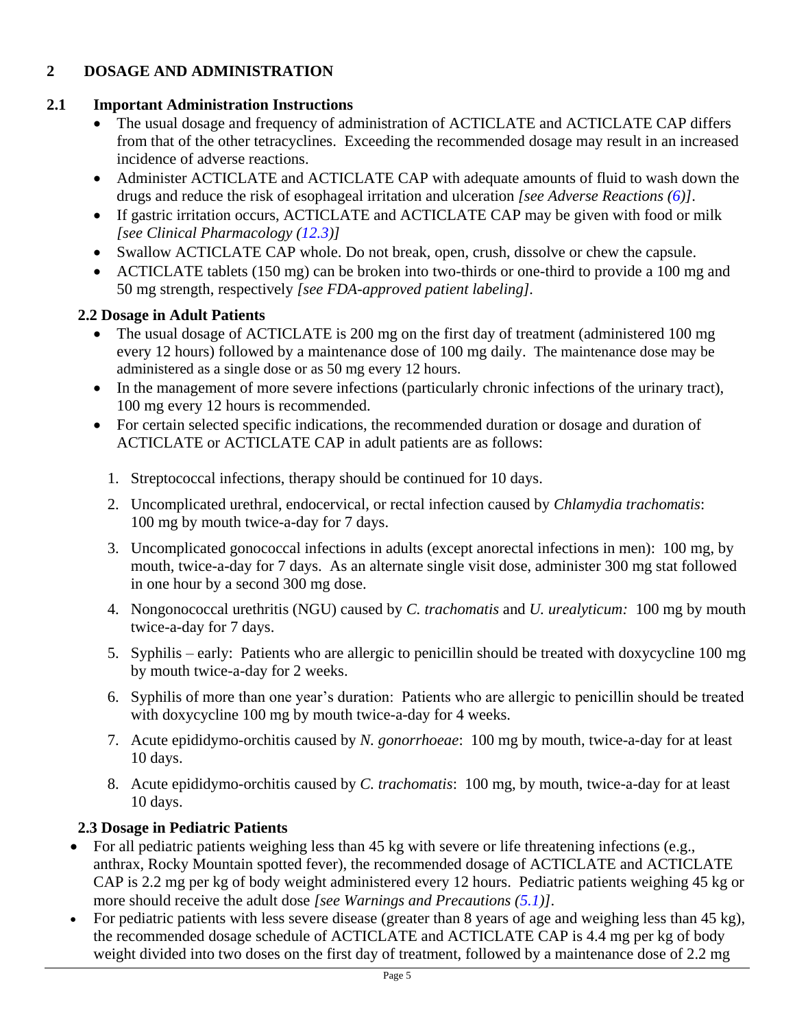## 2 DOSAGE AND ADMINISTRATION

### 2.1 Important Administration Instructions

- The usual dosage and frequency of administration of ACTICLATE and ACTICLATE CAP differs from that of the other tetracyclines. Exceeding the recommended dosage may result in an increased incidence of adverse reactions.
- Administer ACTICLATE and ACTICLATE CAP with adequate amounts of fluid to wash down the drugs and reduce the risk of esophageal irritation and ulceration *[see Adverse Reactions (6)]*.
- If gastric irritation occurs, ACTICLATE and ACTICLATE CAP may be given with food or milk *[see Clinical Pharmacology (12.3)]*
- Swallow ACTICLATE CAP whole. Do not break, open, crush, dissolve or chew the capsule.
- ACTICLATE tablets (150 mg) can be broken into two-thirds or one-third to provide a 100 mg and 50 mg strength, respectively *[see FDA-approved patient labeling]*.

### 2.2 Dosage in Adult Patients

- The usual dosage of ACTICLATE is 200 mg on the first day of treatment (administered 100 mg every 12 hours) followed by a maintenance dose of 100 mg daily. The maintenance dose may be administered as a single dose or as 50 mg every 12 hours.
- In the management of more severe infections (particularly chronic infections of the urinary tract), 100 mg every 12 hours is recommended.
- For certain selected specific indications, the recommended duration or dosage and duration of ACTICLATE or ACTICLATE CAP in adult patients are as follows:

  1. Streptococcal infections, therapy should be continued for 10 days.
  2. Uncomplicated urethral, endocervical, or rectal infection caused by *Chlamydia trachomatis*: 100 mg by mouth twice-a-day for 7 days.
  3. Uncomplicated gonococcal infections in adults (except anorectal infections in men): 100 mg, by mouth, twice-a-day for 7 days. As an alternate single visit dose, administer 300 mg stat followed in one hour by a second 300 mg dose.
  4. Nongonococcal urethritis (NGU) caused by *C. trachomatis* and *U. urealyticum:* 100 mg by mouth twice-a-day for 7 days.
  5. Syphilis – early: Patients who are allergic to penicillin should be treated with doxycycline 100 mg by mouth twice-a-day for 2 weeks.
  6. Syphilis of more than one year's duration: Patients who are allergic to penicillin should be treated with doxycycline 100 mg by mouth twice-a-day for 4 weeks.
  7. Acute epididymo-orchitis caused by *N. gonorrhoeae*: 100 mg by mouth, twice-a-day for at least 10 days.
  8. Acute epididymo-orchitis caused by *C. trachomatis*: 100 mg, by mouth, twice-a-day for at least 10 days.

### 2.3 Dosage in Pediatric Patients

- For all pediatric patients weighing less than 45 kg with severe or life threatening infections (e.g., anthrax, Rocky Mountain spotted fever), the recommended dosage of ACTICLATE and ACTICLATE CAP is 2.2 mg per kg of body weight administered every 12 hours. Pediatric patients weighing 45 kg or more should receive the adult dose *[see Warnings and Precautions (5.1)]*.
- For pediatric patients with less severe disease (greater than 8 years of age and weighing less than 45 kg), the recommended dosage schedule of ACTICLATE and ACTICLATE CAP is 4.4 mg per kg of body weight divided into two doses on the first day of treatment, followed by a maintenance dose of 2.2 mg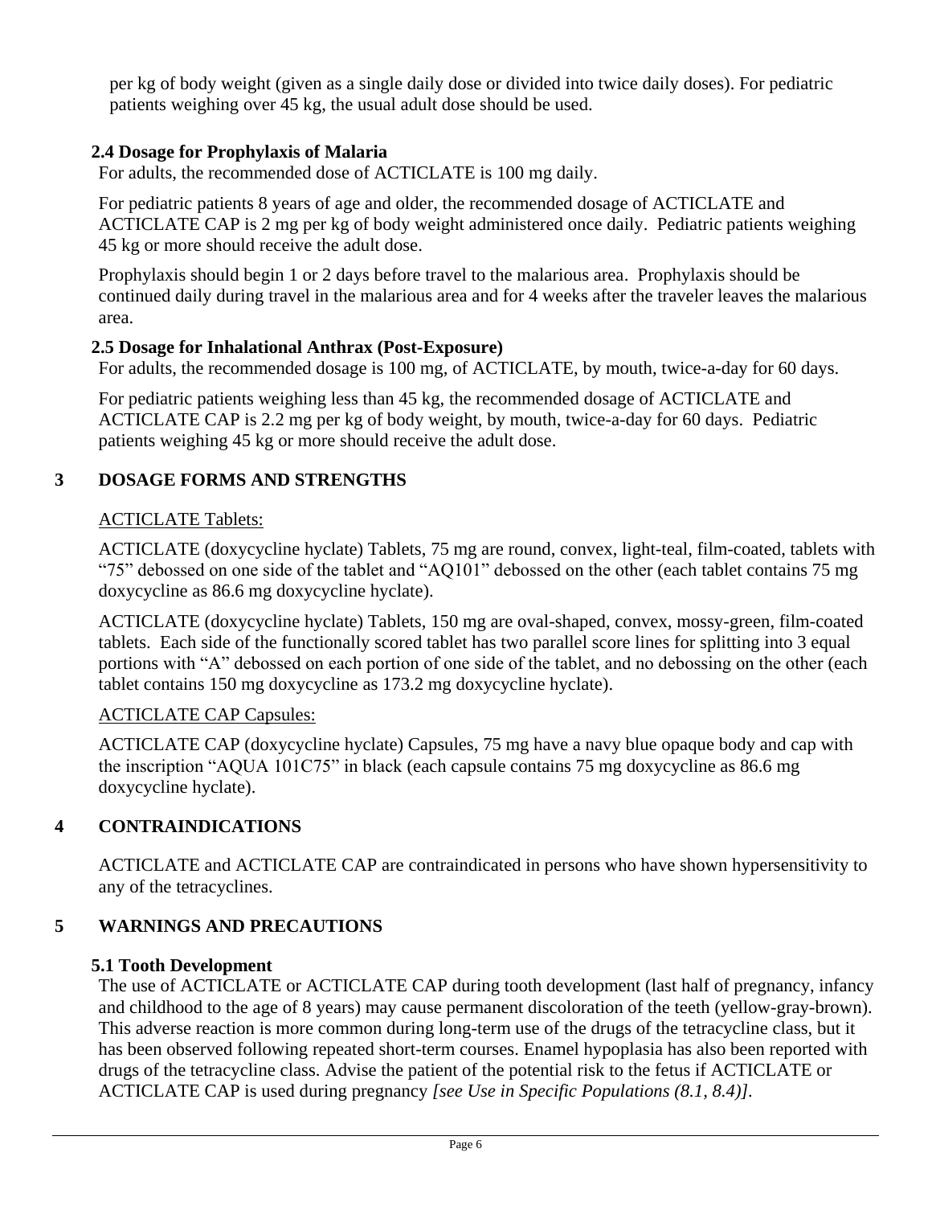per kg of body weight (given as a single daily dose or divided into twice daily doses). For pediatric patients weighing over 45 kg, the usual adult dose should be used.

### 2.4 Dosage for Prophylaxis of Malaria

For adults, the recommended dose of ACTICLATE is 100 mg daily.

For pediatric patients 8 years of age and older, the recommended dosage of ACTICLATE and ACTICLATE CAP is 2 mg per kg of body weight administered once daily. Pediatric patients weighing 45 kg or more should receive the adult dose.

Prophylaxis should begin 1 or 2 days before travel to the malarious area. Prophylaxis should be continued daily during travel in the malarious area and for 4 weeks after the traveler leaves the malarious area.

### 2.5 Dosage for Inhalational Anthrax (Post-Exposure)

For adults, the recommended dosage is 100 mg, of ACTICLATE, by mouth, twice-a-day for 60 days.

For pediatric patients weighing less than 45 kg, the recommended dosage of ACTICLATE and ACTICLATE CAP is 2.2 mg per kg of body weight, by mouth, twice-a-day for 60 days. Pediatric patients weighing 45 kg or more should receive the adult dose.

## 3 DOSAGE FORMS AND STRENGTHS

ACTICLATE Tablets:

ACTICLATE (doxycycline hyclate) Tablets, 75 mg are round, convex, light-teal, film-coated, tablets with "75" debossed on one side of the tablet and "AQ101" debossed on the other (each tablet contains 75 mg doxycycline as 86.6 mg doxycycline hyclate).

ACTICLATE (doxycycline hyclate) Tablets, 150 mg are oval-shaped, convex, mossy-green, film-coated tablets. Each side of the functionally scored tablet has two parallel score lines for splitting into 3 equal portions with "A" debossed on each portion of one side of the tablet, and no debossing on the other (each tablet contains 150 mg doxycycline as 173.2 mg doxycycline hyclate).

ACTICLATE CAP Capsules:

ACTICLATE CAP (doxycycline hyclate) Capsules, 75 mg have a navy blue opaque body and cap with the inscription "AQUA 101C75" in black (each capsule contains 75 mg doxycycline as 86.6 mg doxycycline hyclate).

## 4 CONTRAINDICATIONS

ACTICLATE and ACTICLATE CAP are contraindicated in persons who have shown hypersensitivity to any of the tetracyclines.

## 5 WARNINGS AND PRECAUTIONS

### 5.1 Tooth Development

The use of ACTICLATE or ACTICLATE CAP during tooth development (last half of pregnancy, infancy and childhood to the age of 8 years) may cause permanent discoloration of the teeth (yellow-gray-brown). This adverse reaction is more common during long-term use of the drugs of the tetracycline class, but it has been observed following repeated short-term courses. Enamel hypoplasia has also been reported with drugs of the tetracycline class. Advise the patient of the potential risk to the fetus if ACTICLATE or ACTICLATE CAP is used during pregnancy *[see Use in Specific Populations (8.1, 8.4)]*.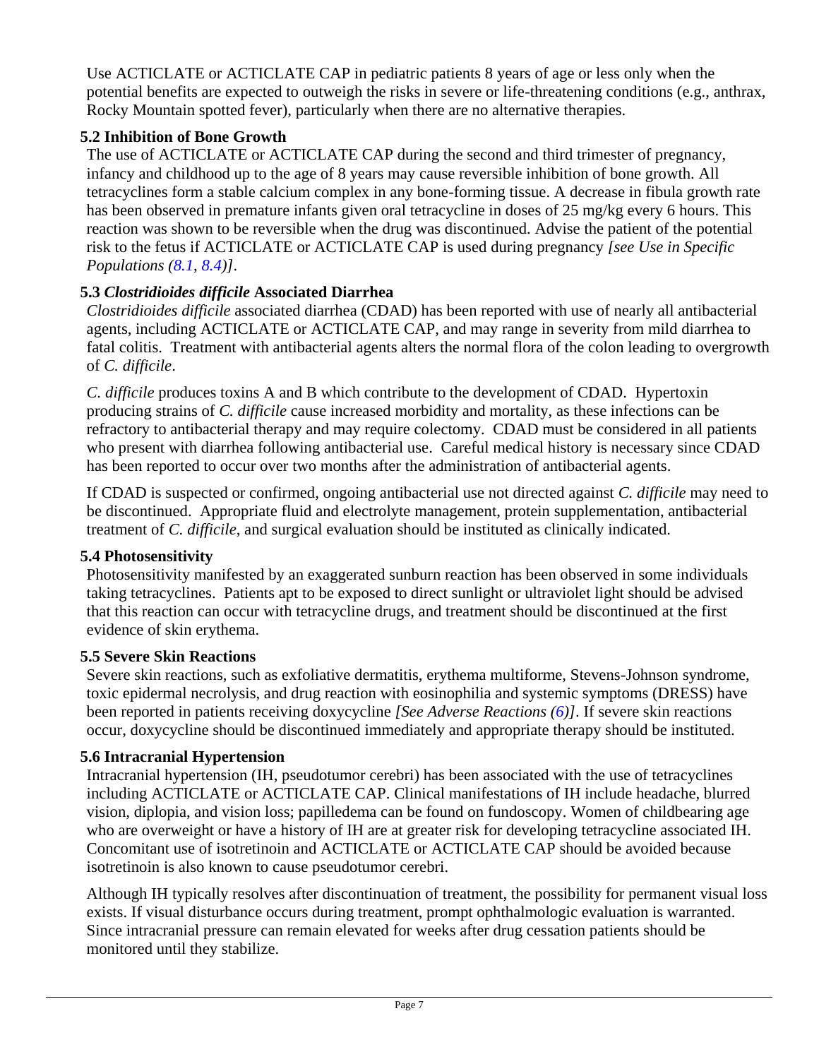Use ACTICLATE or ACTICLATE CAP in pediatric patients 8 years of age or less only when the potential benefits are expected to outweigh the risks in severe or life-threatening conditions (e.g., anthrax, Rocky Mountain spotted fever), particularly when there are no alternative therapies.

### 5.2 Inhibition of Bone Growth

The use of ACTICLATE or ACTICLATE CAP during the second and third trimester of pregnancy, infancy and childhood up to the age of 8 years may cause reversible inhibition of bone growth. All tetracyclines form a stable calcium complex in any bone-forming tissue. A decrease in fibula growth rate has been observed in premature infants given oral tetracycline in doses of 25 mg/kg every 6 hours. This reaction was shown to be reversible when the drug was discontinued. Advise the patient of the potential risk to the fetus if ACTICLATE or ACTICLATE CAP is used during pregnancy *[see Use in Specific Populations (8.1, 8.4)]*.

### 5.3 *Clostridioides difficile* Associated Diarrhea

*Clostridioides difficile* associated diarrhea (CDAD) has been reported with use of nearly all antibacterial agents, including ACTICLATE or ACTICLATE CAP, and may range in severity from mild diarrhea to fatal colitis. Treatment with antibacterial agents alters the normal flora of the colon leading to overgrowth of *C. difficile*.

*C. difficile* produces toxins A and B which contribute to the development of CDAD. Hypertoxin producing strains of *C. difficile* cause increased morbidity and mortality, as these infections can be refractory to antibacterial therapy and may require colectomy. CDAD must be considered in all patients who present with diarrhea following antibacterial use. Careful medical history is necessary since CDAD has been reported to occur over two months after the administration of antibacterial agents.

If CDAD is suspected or confirmed, ongoing antibacterial use not directed against *C. difficile* may need to be discontinued. Appropriate fluid and electrolyte management, protein supplementation, antibacterial treatment of *C. difficile*, and surgical evaluation should be instituted as clinically indicated.

### 5.4 Photosensitivity

Photosensitivity manifested by an exaggerated sunburn reaction has been observed in some individuals taking tetracyclines. Patients apt to be exposed to direct sunlight or ultraviolet light should be advised that this reaction can occur with tetracycline drugs, and treatment should be discontinued at the first evidence of skin erythema.

### 5.5 Severe Skin Reactions

Severe skin reactions, such as exfoliative dermatitis, erythema multiforme, Stevens-Johnson syndrome, toxic epidermal necrolysis, and drug reaction with eosinophilia and systemic symptoms (DRESS) have been reported in patients receiving doxycycline *[See Adverse Reactions (6)]*. If severe skin reactions occur, doxycycline should be discontinued immediately and appropriate therapy should be instituted.

### 5.6 Intracranial Hypertension

Intracranial hypertension (IH, pseudotumor cerebri) has been associated with the use of tetracyclines including ACTICLATE or ACTICLATE CAP. Clinical manifestations of IH include headache, blurred vision, diplopia, and vision loss; papilledema can be found on fundoscopy. Women of childbearing age who are overweight or have a history of IH are at greater risk for developing tetracycline associated IH. Concomitant use of isotretinoin and ACTICLATE or ACTICLATE CAP should be avoided because isotretinoin is also known to cause pseudotumor cerebri.

Although IH typically resolves after discontinuation of treatment, the possibility for permanent visual loss exists. If visual disturbance occurs during treatment, prompt ophthalmologic evaluation is warranted. Since intracranial pressure can remain elevated for weeks after drug cessation patients should be monitored until they stabilize.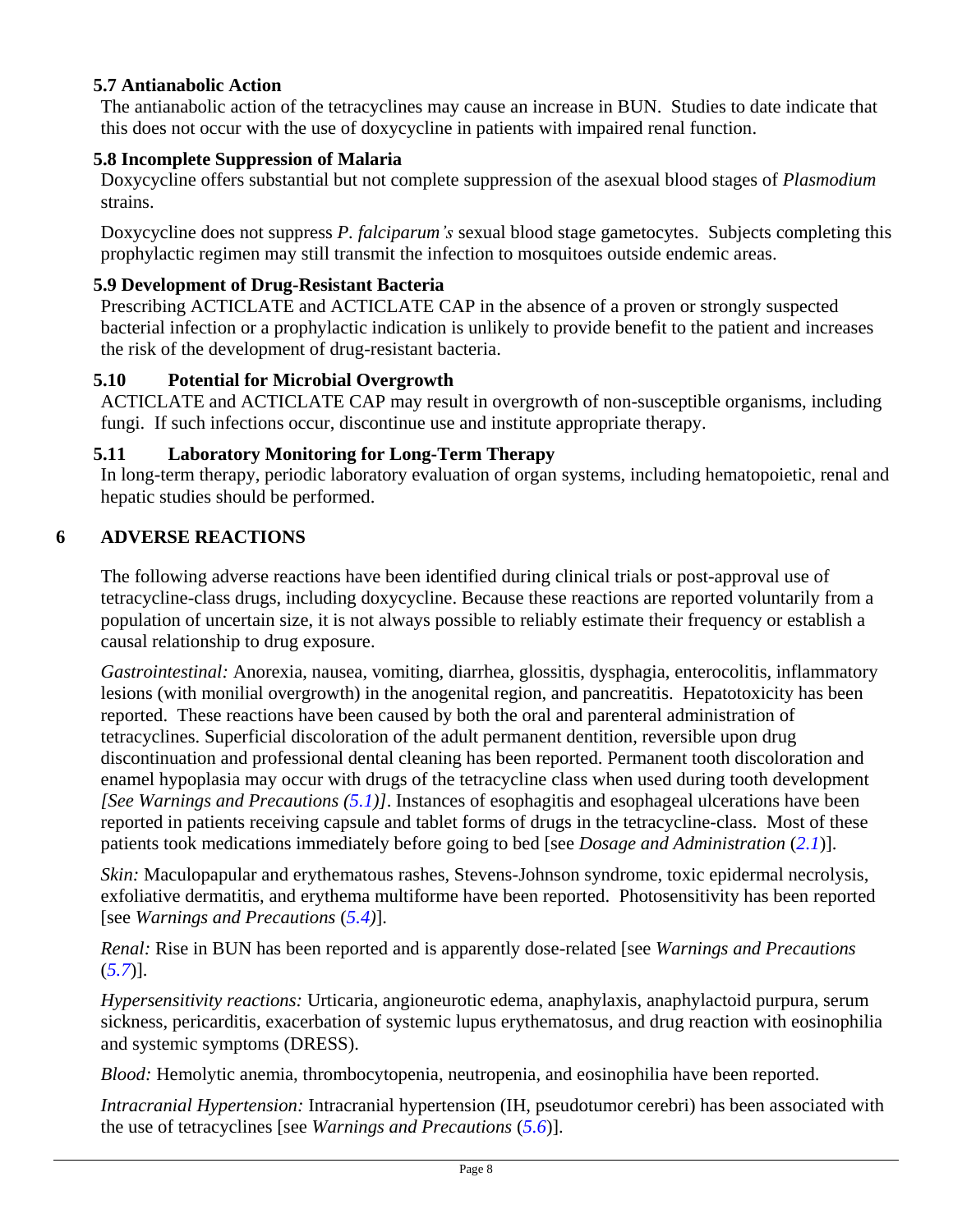### 5.7 Antianabolic Action

The antianabolic action of the tetracyclines may cause an increase in BUN. Studies to date indicate that this does not occur with the use of doxycycline in patients with impaired renal function.

### 5.8 Incomplete Suppression of Malaria

Doxycycline offers substantial but not complete suppression of the asexual blood stages of *Plasmodium* strains.

Doxycycline does not suppress *P. falciparum's* sexual blood stage gametocytes. Subjects completing this prophylactic regimen may still transmit the infection to mosquitoes outside endemic areas.

### 5.9 Development of Drug-Resistant Bacteria

Prescribing ACTICLATE and ACTICLATE CAP in the absence of a proven or strongly suspected bacterial infection or a prophylactic indication is unlikely to provide benefit to the patient and increases the risk of the development of drug-resistant bacteria.

### 5.10 Potential for Microbial Overgrowth

ACTICLATE and ACTICLATE CAP may result in overgrowth of non-susceptible organisms, including fungi. If such infections occur, discontinue use and institute appropriate therapy.

### 5.11 Laboratory Monitoring for Long-Term Therapy

In long-term therapy, periodic laboratory evaluation of organ systems, including hematopoietic, renal and hepatic studies should be performed.

## 6 ADVERSE REACTIONS

The following adverse reactions have been identified during clinical trials or post-approval use of tetracycline-class drugs, including doxycycline. Because these reactions are reported voluntarily from a population of uncertain size, it is not always possible to reliably estimate their frequency or establish a causal relationship to drug exposure.

*Gastrointestinal:* Anorexia, nausea, vomiting, diarrhea, glossitis, dysphagia, enterocolitis, inflammatory lesions (with monilial overgrowth) in the anogenital region, and pancreatitis. Hepatotoxicity has been reported. These reactions have been caused by both the oral and parenteral administration of tetracyclines. Superficial discoloration of the adult permanent dentition, reversible upon drug discontinuation and professional dental cleaning has been reported. Permanent tooth discoloration and enamel hypoplasia may occur with drugs of the tetracycline class when used during tooth development *[See Warnings and Precautions (5.1)]*. Instances of esophagitis and esophageal ulcerations have been reported in patients receiving capsule and tablet forms of drugs in the tetracycline-class. Most of these patients took medications immediately before going to bed [see *Dosage and Administration* (*2.1*)].

*Skin:* Maculopapular and erythematous rashes, Stevens-Johnson syndrome, toxic epidermal necrolysis, exfoliative dermatitis, and erythema multiforme have been reported. Photosensitivity has been reported [see *Warnings and Precautions* (*5.4)*].

*Renal:* Rise in BUN has been reported and is apparently dose-related [see *Warnings and Precautions* (*5.7*)].

*Hypersensitivity reactions:* Urticaria, angioneurotic edema, anaphylaxis, anaphylactoid purpura, serum sickness, pericarditis, exacerbation of systemic lupus erythematosus, and drug reaction with eosinophilia and systemic symptoms (DRESS).

*Blood:* Hemolytic anemia, thrombocytopenia, neutropenia, and eosinophilia have been reported.

*Intracranial Hypertension:* Intracranial hypertension (IH, pseudotumor cerebri) has been associated with the use of tetracyclines [see *Warnings and Precautions* (*5.6*)].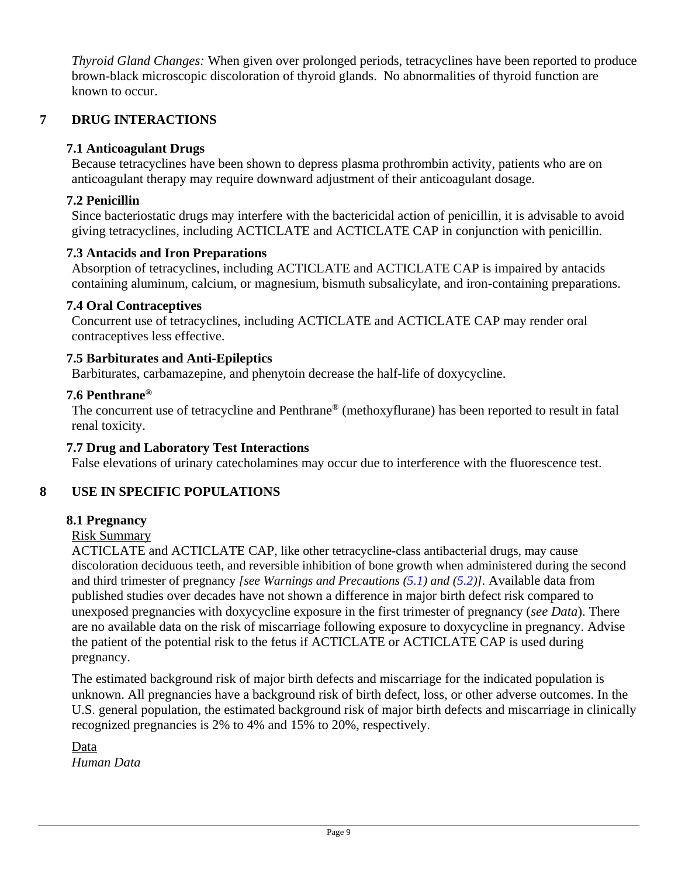*Thyroid Gland Changes:* When given over prolonged periods, tetracyclines have been reported to produce brown-black microscopic discoloration of thyroid glands. No abnormalities of thyroid function are known to occur.

# 7 DRUG INTERACTIONS

## 7.1 Anticoagulant Drugs

Because tetracyclines have been shown to depress plasma prothrombin activity, patients who are on anticoagulant therapy may require downward adjustment of their anticoagulant dosage.

## 7.2 Penicillin

Since bacteriostatic drugs may interfere with the bactericidal action of penicillin, it is advisable to avoid giving tetracyclines, including ACTICLATE and ACTICLATE CAP in conjunction with penicillin.

## 7.3 Antacids and Iron Preparations

Absorption of tetracyclines, including ACTICLATE and ACTICLATE CAP is impaired by antacids containing aluminum, calcium, or magnesium, bismuth subsalicylate, and iron-containing preparations.

## 7.4 Oral Contraceptives

Concurrent use of tetracyclines, including ACTICLATE and ACTICLATE CAP may render oral contraceptives less effective.

## 7.5 Barbiturates and Anti-Epileptics

Barbiturates, carbamazepine, and phenytoin decrease the half-life of doxycycline.

## 7.6 Penthrane®

The concurrent use of tetracycline and Penthrane® (methoxyflurane) has been reported to result in fatal renal toxicity.

## 7.7 Drug and Laboratory Test Interactions

False elevations of urinary catecholamines may occur due to interference with the fluorescence test.

# 8 USE IN SPECIFIC POPULATIONS

## 8.1 Pregnancy

Risk Summary

ACTICLATE and ACTICLATE CAP, like other tetracycline-class antibacterial drugs, may cause discoloration deciduous teeth, and reversible inhibition of bone growth when administered during the second and third trimester of pregnancy *[see Warnings and Precautions (5.1) and (5.2)].* Available data from published studies over decades have not shown a difference in major birth defect risk compared to unexposed pregnancies with doxycycline exposure in the first trimester of pregnancy (*see Data*). There are no available data on the risk of miscarriage following exposure to doxycycline in pregnancy. Advise the patient of the potential risk to the fetus if ACTICLATE or ACTICLATE CAP is used during pregnancy.

The estimated background risk of major birth defects and miscarriage for the indicated population is unknown. All pregnancies have a background risk of birth defect, loss, or other adverse outcomes. In the U.S. general population, the estimated background risk of major birth defects and miscarriage in clinically recognized pregnancies is 2% to 4% and 15% to 20%, respectively.

Data

*Human Data*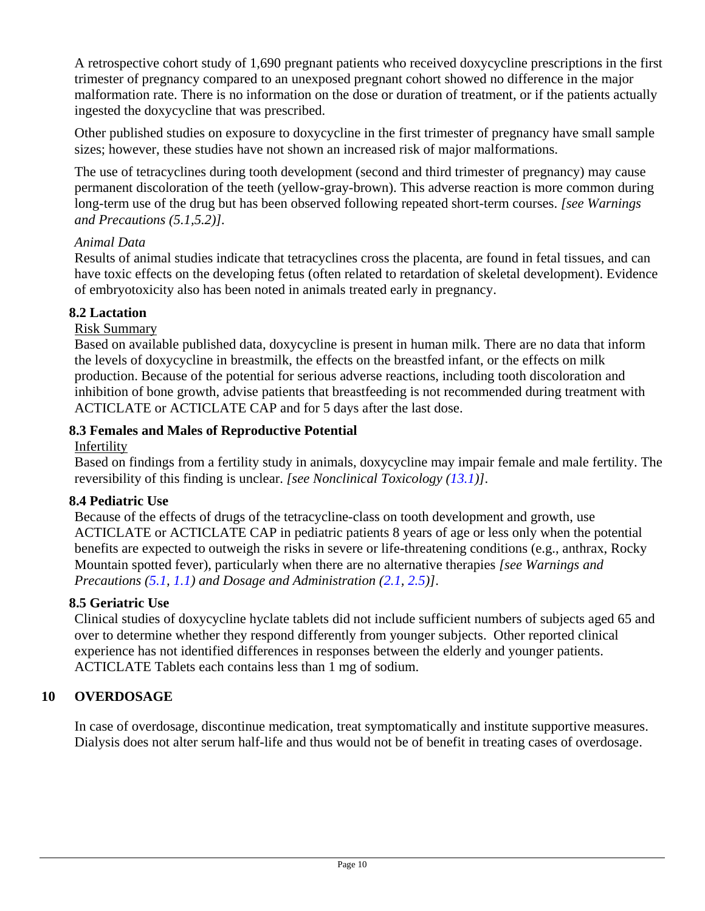A retrospective cohort study of 1,690 pregnant patients who received doxycycline prescriptions in the first trimester of pregnancy compared to an unexposed pregnant cohort showed no difference in the major malformation rate. There is no information on the dose or duration of treatment, or if the patients actually ingested the doxycycline that was prescribed.

Other published studies on exposure to doxycycline in the first trimester of pregnancy have small sample sizes; however, these studies have not shown an increased risk of major malformations.

The use of tetracyclines during tooth development (second and third trimester of pregnancy) may cause permanent discoloration of the teeth (yellow-gray-brown). This adverse reaction is more common during long-term use of the drug but has been observed following repeated short-term courses. *[see Warnings and Precautions (5.1,5.2)]*.

*Animal Data*

Results of animal studies indicate that tetracyclines cross the placenta, are found in fetal tissues, and can have toxic effects on the developing fetus (often related to retardation of skeletal development). Evidence of embryotoxicity also has been noted in animals treated early in pregnancy.

### 8.2 Lactation

Risk Summary

Based on available published data, doxycycline is present in human milk. There are no data that inform the levels of doxycycline in breastmilk, the effects on the breastfed infant, or the effects on milk production. Because of the potential for serious adverse reactions, including tooth discoloration and inhibition of bone growth, advise patients that breastfeeding is not recommended during treatment with ACTICLATE or ACTICLATE CAP and for 5 days after the last dose.

### 8.3 Females and Males of Reproductive Potential

Infertility

Based on findings from a fertility study in animals, doxycycline may impair female and male fertility. The reversibility of this finding is unclear. *[see Nonclinical Toxicology (13.1)]*.

### 8.4 Pediatric Use

Because of the effects of drugs of the tetracycline-class on tooth development and growth, use ACTICLATE or ACTICLATE CAP in pediatric patients 8 years of age or less only when the potential benefits are expected to outweigh the risks in severe or life-threatening conditions (e.g., anthrax, Rocky Mountain spotted fever), particularly when there are no alternative therapies *[see Warnings and Precautions (5.1, 1.1) and Dosage and Administration (2.1, 2.5)]*.

### 8.5 Geriatric Use

Clinical studies of doxycycline hyclate tablets did not include sufficient numbers of subjects aged 65 and over to determine whether they respond differently from younger subjects. Other reported clinical experience has not identified differences in responses between the elderly and younger patients. ACTICLATE Tablets each contains less than 1 mg of sodium.

## 10 OVERDOSAGE

In case of overdosage, discontinue medication, treat symptomatically and institute supportive measures. Dialysis does not alter serum half-life and thus would not be of benefit in treating cases of overdosage.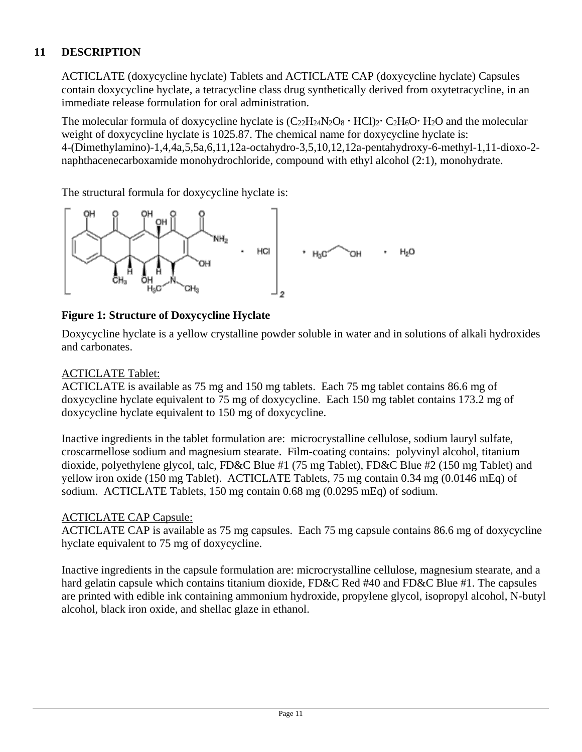## 11 DESCRIPTION

ACTICLATE (doxycycline hyclate) Tablets and ACTICLATE CAP (doxycycline hyclate) Capsules contain doxycycline hyclate, a tetracycline class drug synthetically derived from oxytetracycline, in an immediate release formulation for oral administration.

The molecular formula of doxycycline hyclate is $(C_{22}H_{24}N_2O_8 \cdot HCl)_2 \cdot C_2H_6O \cdot H_2O$ and the molecular weight of doxycycline hyclate is 1025.87. The chemical name for doxycycline hyclate is: 4-(Dimethylamino)-1,4,4a,5,5a,6,11,12a-octahydro-3,5,10,12,12a-pentahydroxy-6-methyl-1,11-dioxo-2-naphthacenecarboxamide monohydrochloride, compound with ethyl alcohol (2:1), monohydrate.

The structural formula for doxycycline hyclate is:

**Figure 1: Structure of Doxycycline Hyclate**

Doxycycline hyclate is a yellow crystalline powder soluble in water and in solutions of alkali hydroxides and carbonates.

ACTICLATE Tablet:
ACTICLATE is available as 75 mg and 150 mg tablets. Each 75 mg tablet contains 86.6 mg of doxycycline hyclate equivalent to 75 mg of doxycycline. Each 150 mg tablet contains 173.2 mg of doxycycline hyclate equivalent to 150 mg of doxycycline.

Inactive ingredients in the tablet formulation are: microcrystalline cellulose, sodium lauryl sulfate, croscarmellose sodium and magnesium stearate. Film-coating contains: polyvinyl alcohol, titanium dioxide, polyethylene glycol, talc, FD&C Blue #1 (75 mg Tablet), FD&C Blue #2 (150 mg Tablet) and yellow iron oxide (150 mg Tablet). ACTICLATE Tablets, 75 mg contain 0.34 mg (0.0146 mEq) of sodium. ACTICLATE Tablets, 150 mg contain 0.68 mg (0.0295 mEq) of sodium.

ACTICLATE CAP Capsule:
ACTICLATE CAP is available as 75 mg capsules. Each 75 mg capsule contains 86.6 mg of doxycycline hyclate equivalent to 75 mg of doxycycline.

Inactive ingredients in the capsule formulation are: microcrystalline cellulose, magnesium stearate, and a hard gelatin capsule which contains titanium dioxide, FD&C Red #40 and FD&C Blue #1. The capsules are printed with edible ink containing ammonium hydroxide, propylene glycol, isopropyl alcohol, N-butyl alcohol, black iron oxide, and shellac glaze in ethanol.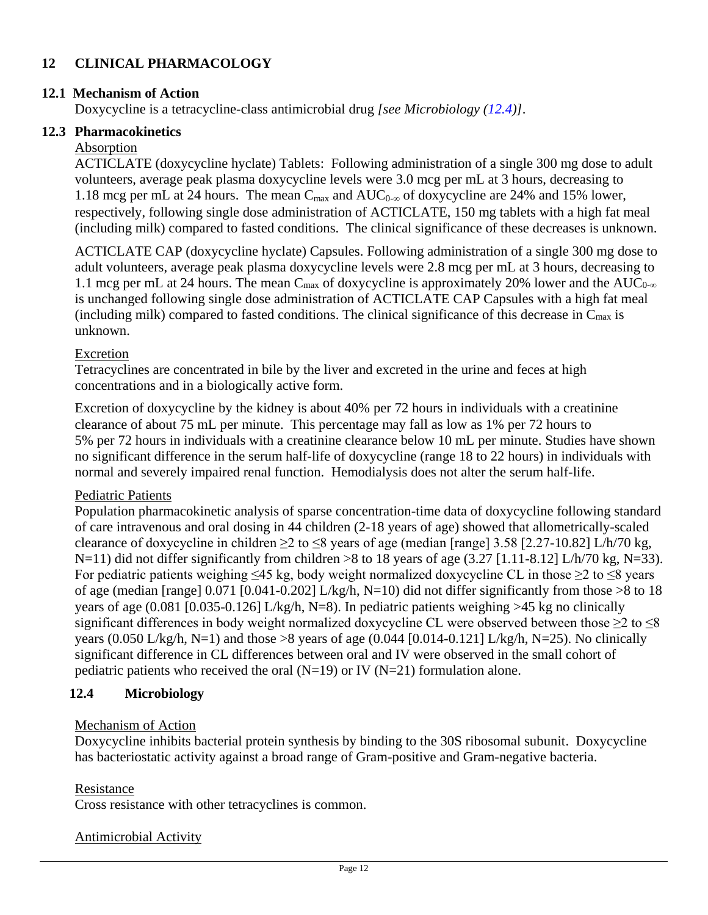## 12 CLINICAL PHARMACOLOGY

### 12.1 Mechanism of Action

Doxycycline is a tetracycline-class antimicrobial drug *[see Microbiology (12.4)]*.

### 12.3 Pharmacokinetics

Absorption

ACTICLATE (doxycycline hyclate) Tablets: Following administration of a single 300 mg dose to adult volunteers, average peak plasma doxycycline levels were 3.0 mcg per mL at 3 hours, decreasing to 1.18 mcg per mL at 24 hours. The mean $C_{max}$ and $AUC_{0-\infty}$ of doxycycline are 24% and 15% lower, respectively, following single dose administration of ACTICLATE, 150 mg tablets with a high fat meal (including milk) compared to fasted conditions. The clinical significance of these decreases is unknown.

ACTICLATE CAP (doxycycline hyclate) Capsules. Following administration of a single 300 mg dose to adult volunteers, average peak plasma doxycycline levels were 2.8 mcg per mL at 3 hours, decreasing to 1.1 mcg per mL at 24 hours. The mean $C_{max}$ of doxycycline is approximately 20% lower and the $AUC_{0-\infty}$ is unchanged following single dose administration of ACTICLATE CAP Capsules with a high fat meal (including milk) compared to fasted conditions. The clinical significance of this decrease in $C_{max}$ is unknown.

Excretion

Tetracyclines are concentrated in bile by the liver and excreted in the urine and feces at high concentrations and in a biologically active form.

Excretion of doxycycline by the kidney is about 40% per 72 hours in individuals with a creatinine clearance of about 75 mL per minute. This percentage may fall as low as 1% per 72 hours to 5% per 72 hours in individuals with a creatinine clearance below 10 mL per minute. Studies have shown no significant difference in the serum half-life of doxycycline (range 18 to 22 hours) in individuals with normal and severely impaired renal function. Hemodialysis does not alter the serum half-life.

Pediatric Patients

Population pharmacokinetic analysis of sparse concentration-time data of doxycycline following standard of care intravenous and oral dosing in 44 children (2-18 years of age) showed that allometrically-scaled clearance of doxycycline in children ≥2 to ≤8 years of age (median [range] 3.58 [2.27-10.82] L/h/70 kg, N=11) did not differ significantly from children >8 to 18 years of age (3.27 [1.11-8.12] L/h/70 kg, N=33). For pediatric patients weighing ≤45 kg, body weight normalized doxycycline CL in those ≥2 to ≤8 years of age (median [range] 0.071 [0.041-0.202] L/kg/h, N=10) did not differ significantly from those >8 to 18 years of age (0.081 [0.035-0.126] L/kg/h, N=8). In pediatric patients weighing >45 kg no clinically significant differences in body weight normalized doxycycline CL were observed between those ≥2 to ≤8 years (0.050 L/kg/h, N=1) and those >8 years of age (0.044 [0.014-0.121] L/kg/h, N=25). No clinically significant difference in CL differences between oral and IV were observed in the small cohort of pediatric patients who received the oral (N=19) or IV (N=21) formulation alone.

### 12.4 Microbiology

Mechanism of Action

Doxycycline inhibits bacterial protein synthesis by binding to the 30S ribosomal subunit. Doxycycline has bacteriostatic activity against a broad range of Gram-positive and Gram-negative bacteria.

Resistance

Cross resistance with other tetracyclines is common.

Antimicrobial Activity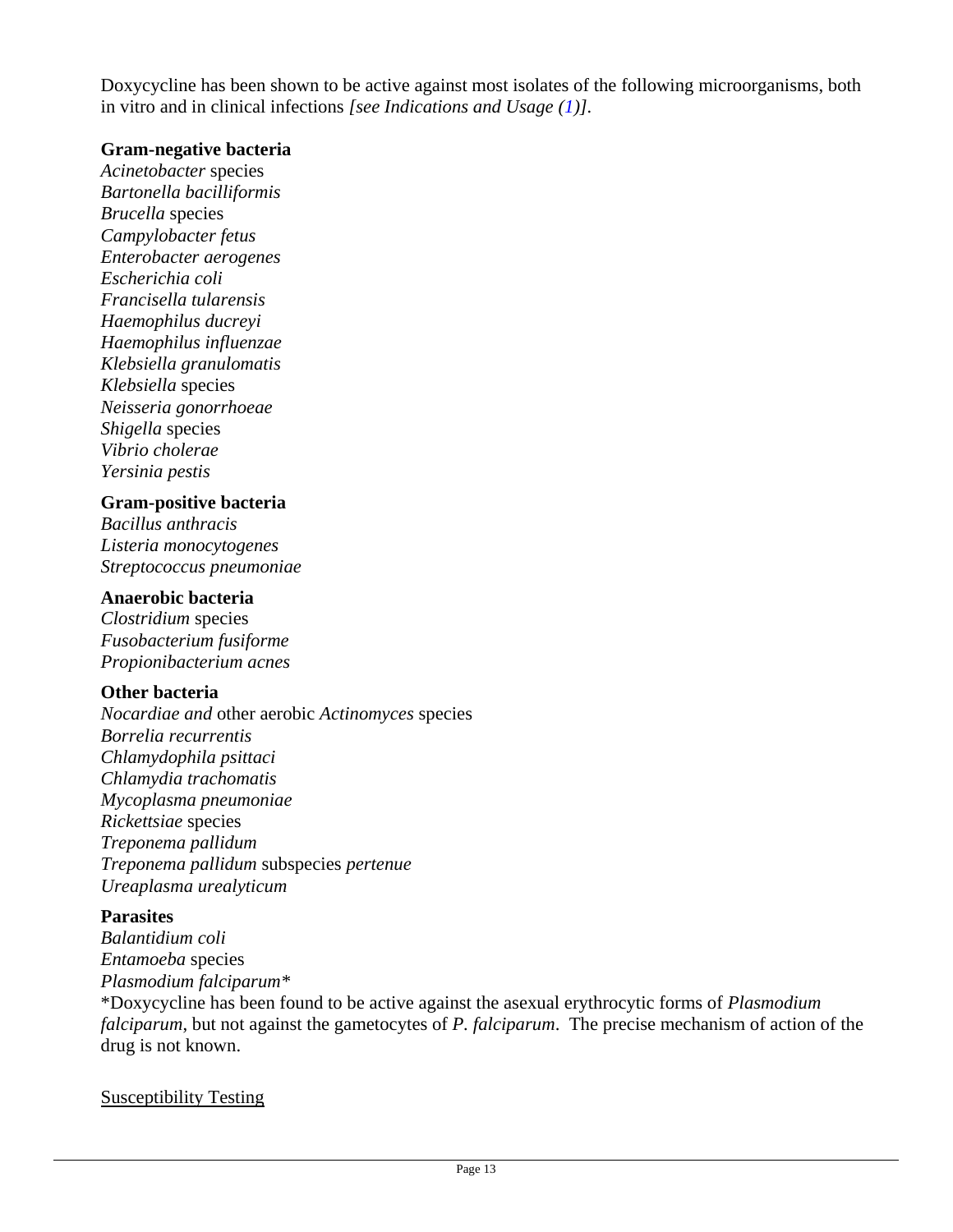Doxycycline has been shown to be active against most isolates of the following microorganisms, both in vitro and in clinical infections *[see Indications and Usage (1)]*.

**Gram-negative bacteria**

*Acinetobacter* species
*Bartonella bacilliformis*
*Brucella* species
*Campylobacter fetus*
*Enterobacter aerogenes*
*Escherichia coli*
*Francisella tularensis*
*Haemophilus ducreyi*
*Haemophilus influenzae*
*Klebsiella granulomatis*
*Klebsiella* species
*Neisseria gonorrhoeae*
*Shigella* species
*Vibrio cholerae*
*Yersinia pestis*

**Gram-positive bacteria**

*Bacillus anthracis*
*Listeria monocytogenes*
*Streptococcus pneumoniae*

**Anaerobic bacteria**

*Clostridium* species
*Fusobacterium fusiforme*
*Propionibacterium acnes*

**Other bacteria**

*Nocardiae and* other aerobic *Actinomyces* species
*Borrelia recurrentis*
*Chlamydophila psittaci*
*Chlamydia trachomatis*
*Mycoplasma pneumoniae*
*Rickettsiae* species
*Treponema pallidum*
*Treponema pallidum* subspecies *pertenue*
*Ureaplasma urealyticum*

**Parasites**

*Balantidium coli*
*Entamoeba* species
*Plasmodium falciparum**

*Doxycycline has been found to be active against the asexual erythrocytic forms of *Plasmodium falciparum*, but not against the gametocytes of *P. falciparum*. The precise mechanism of action of the drug is not known.

<u>Susceptibility Testing</u>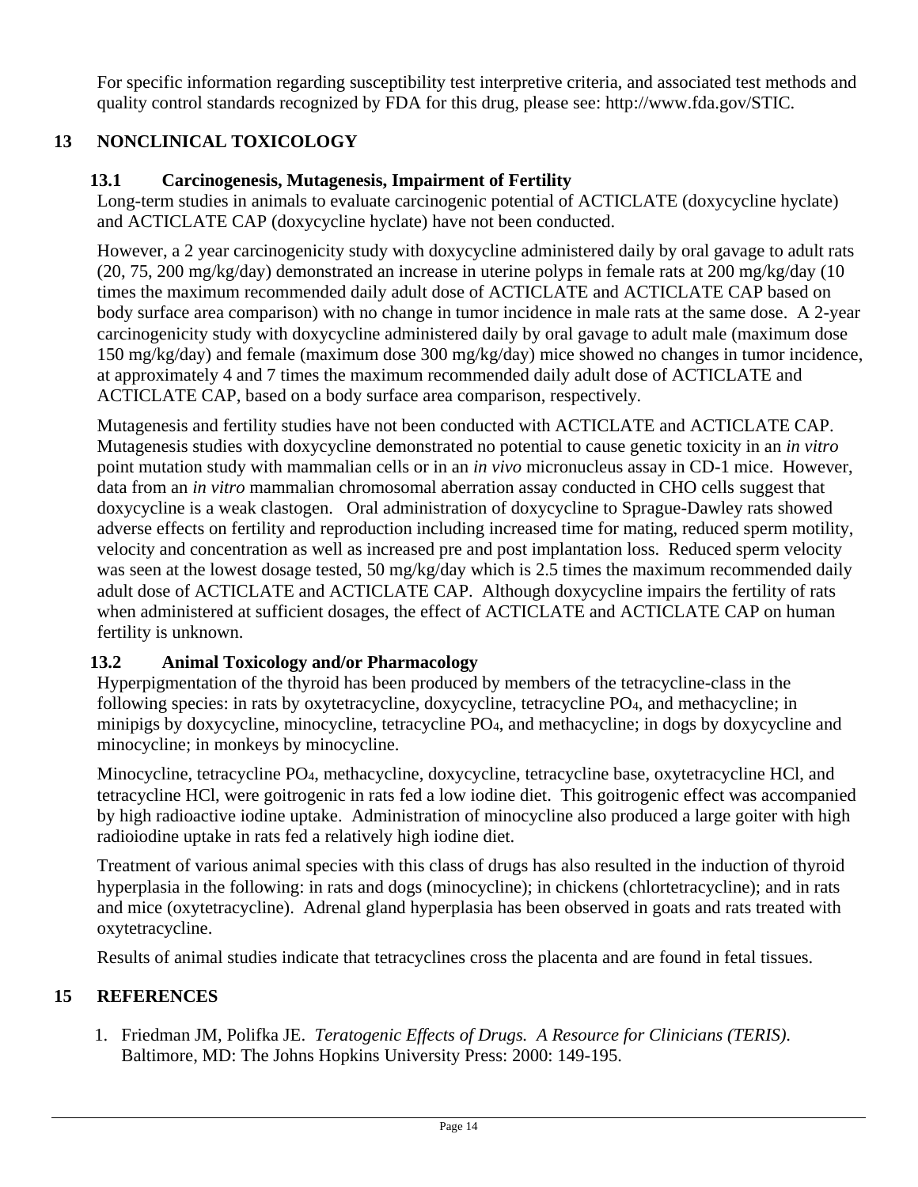For specific information regarding susceptibility test interpretive criteria, and associated test methods and quality control standards recognized by FDA for this drug, please see: http://www.fda.gov/STIC.

## 13 NONCLINICAL TOXICOLOGY

### 13.1 Carcinogenesis, Mutagenesis, Impairment of Fertility

Long-term studies in animals to evaluate carcinogenic potential of ACTICLATE (doxycycline hyclate) and ACTICLATE CAP (doxycycline hyclate) have not been conducted.

However, a 2 year carcinogenicity study with doxycycline administered daily by oral gavage to adult rats (20, 75, 200 mg/kg/day) demonstrated an increase in uterine polyps in female rats at 200 mg/kg/day (10 times the maximum recommended daily adult dose of ACTICLATE and ACTICLATE CAP based on body surface area comparison) with no change in tumor incidence in male rats at the same dose. A 2-year carcinogenicity study with doxycycline administered daily by oral gavage to adult male (maximum dose 150 mg/kg/day) and female (maximum dose 300 mg/kg/day) mice showed no changes in tumor incidence, at approximately 4 and 7 times the maximum recommended daily adult dose of ACTICLATE and ACTICLATE CAP, based on a body surface area comparison, respectively.

Mutagenesis and fertility studies have not been conducted with ACTICLATE and ACTICLATE CAP. Mutagenesis studies with doxycycline demonstrated no potential to cause genetic toxicity in an *in vitro* point mutation study with mammalian cells or in an *in vivo* micronucleus assay in CD-1 mice. However, data from an *in vitro* mammalian chromosomal aberration assay conducted in CHO cells suggest that doxycycline is a weak clastogen. Oral administration of doxycycline to Sprague-Dawley rats showed adverse effects on fertility and reproduction including increased time for mating, reduced sperm motility, velocity and concentration as well as increased pre and post implantation loss. Reduced sperm velocity was seen at the lowest dosage tested, 50 mg/kg/day which is 2.5 times the maximum recommended daily adult dose of ACTICLATE and ACTICLATE CAP. Although doxycycline impairs the fertility of rats when administered at sufficient dosages, the effect of ACTICLATE and ACTICLATE CAP on human fertility is unknown.

### 13.2 Animal Toxicology and/or Pharmacology

Hyperpigmentation of the thyroid has been produced by members of the tetracycline-class in the following species: in rats by oxytetracycline, doxycycline, tetracycline $PO_4$, and methacycline; in minipigs by doxycycline, minocycline, tetracycline $PO_4$, and methacycline; in dogs by doxycycline and minocycline; in monkeys by minocycline.

Minocycline, tetracycline $PO_4$, methacycline, doxycycline, tetracycline base, oxytetracycline HCl, and tetracycline HCl, were goitrogenic in rats fed a low iodine diet. This goitrogenic effect was accompanied by high radioactive iodine uptake. Administration of minocycline also produced a large goiter with high radioiodine uptake in rats fed a relatively high iodine diet.

Treatment of various animal species with this class of drugs has also resulted in the induction of thyroid hyperplasia in the following: in rats and dogs (minocycline); in chickens (chlortetracycline); and in rats and mice (oxytetracycline). Adrenal gland hyperplasia has been observed in goats and rats treated with oxytetracycline.

Results of animal studies indicate that tetracyclines cross the placenta and are found in fetal tissues.

## 15 REFERENCES

1. Friedman JM, Polifka JE. *Teratogenic Effects of Drugs. A Resource for Clinicians (TERIS).* Baltimore, MD: The Johns Hopkins University Press: 2000: 149-195.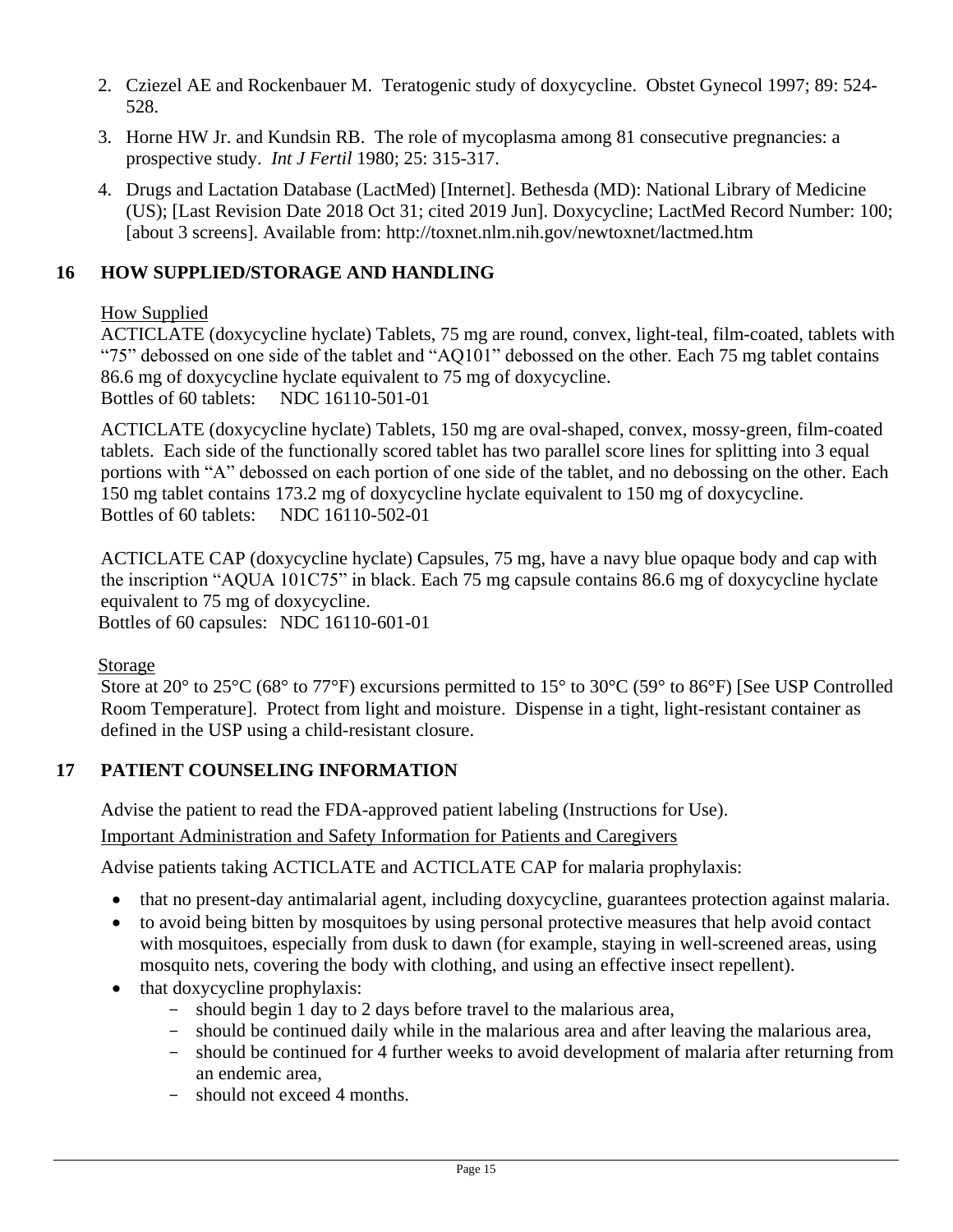2. Cziezel AE and Rockenbauer M. Teratogenic study of doxycycline. Obstet Gynecol 1997; 89: 524-528.
3. Horne HW Jr. and Kundsin RB. The role of mycoplasma among 81 consecutive pregnancies: a prospective study. *Int J Fertil* 1980; 25: 315-317.
4. Drugs and Lactation Database (LactMed) [Internet]. Bethesda (MD): National Library of Medicine (US); [Last Revision Date 2018 Oct 31; cited 2019 Jun]. Doxycycline; LactMed Record Number: 100; [about 3 screens]. Available from: http://toxnet.nlm.nih.gov/newtoxnet/lactmed.htm

## 16 HOW SUPPLIED/STORAGE AND HANDLING

How Supplied

ACTICLATE (doxycycline hyclate) Tablets, 75 mg are round, convex, light-teal, film-coated, tablets with "75" debossed on one side of the tablet and "AQ101" debossed on the other. Each 75 mg tablet contains 86.6 mg of doxycycline hyclate equivalent to 75 mg of doxycycline.
Bottles of 60 tablets: NDC 16110-501-01

ACTICLATE (doxycycline hyclate) Tablets, 150 mg are oval-shaped, convex, mossy-green, film-coated tablets. Each side of the functionally scored tablet has two parallel score lines for splitting into 3 equal portions with "A" debossed on each portion of one side of the tablet, and no debossing on the other. Each 150 mg tablet contains 173.2 mg of doxycycline hyclate equivalent to 150 mg of doxycycline.
Bottles of 60 tablets: NDC 16110-502-01

ACTICLATE CAP (doxycycline hyclate) Capsules, 75 mg, have a navy blue opaque body and cap with the inscription "AQUA 101C75" in black. Each 75 mg capsule contains 86.6 mg of doxycycline hyclate equivalent to 75 mg of doxycycline.
Bottles of 60 capsules: NDC 16110-601-01

Storage

Store at 20° to 25°C (68° to 77°F) excursions permitted to 15° to 30°C (59° to 86°F) [See USP Controlled Room Temperature]. Protect from light and moisture. Dispense in a tight, light-resistant container as defined in the USP using a child-resistant closure.

## 17 PATIENT COUNSELING INFORMATION

Advise the patient to read the FDA-approved patient labeling (Instructions for Use).

Important Administration and Safety Information for Patients and Caregivers

Advise patients taking ACTICLATE and ACTICLATE CAP for malaria prophylaxis:

- that no present-day antimalarial agent, including doxycycline, guarantees protection against malaria.
- to avoid being bitten by mosquitoes by using personal protective measures that help avoid contact with mosquitoes, especially from dusk to dawn (for example, staying in well-screened areas, using mosquito nets, covering the body with clothing, and using an effective insect repellent).
- that doxycycline prophylaxis:
  - should begin 1 day to 2 days before travel to the malarious area,
  - should be continued daily while in the malarious area and after leaving the malarious area,
  - should be continued for 4 further weeks to avoid development of malaria after returning from an endemic area,
  - should not exceed 4 months.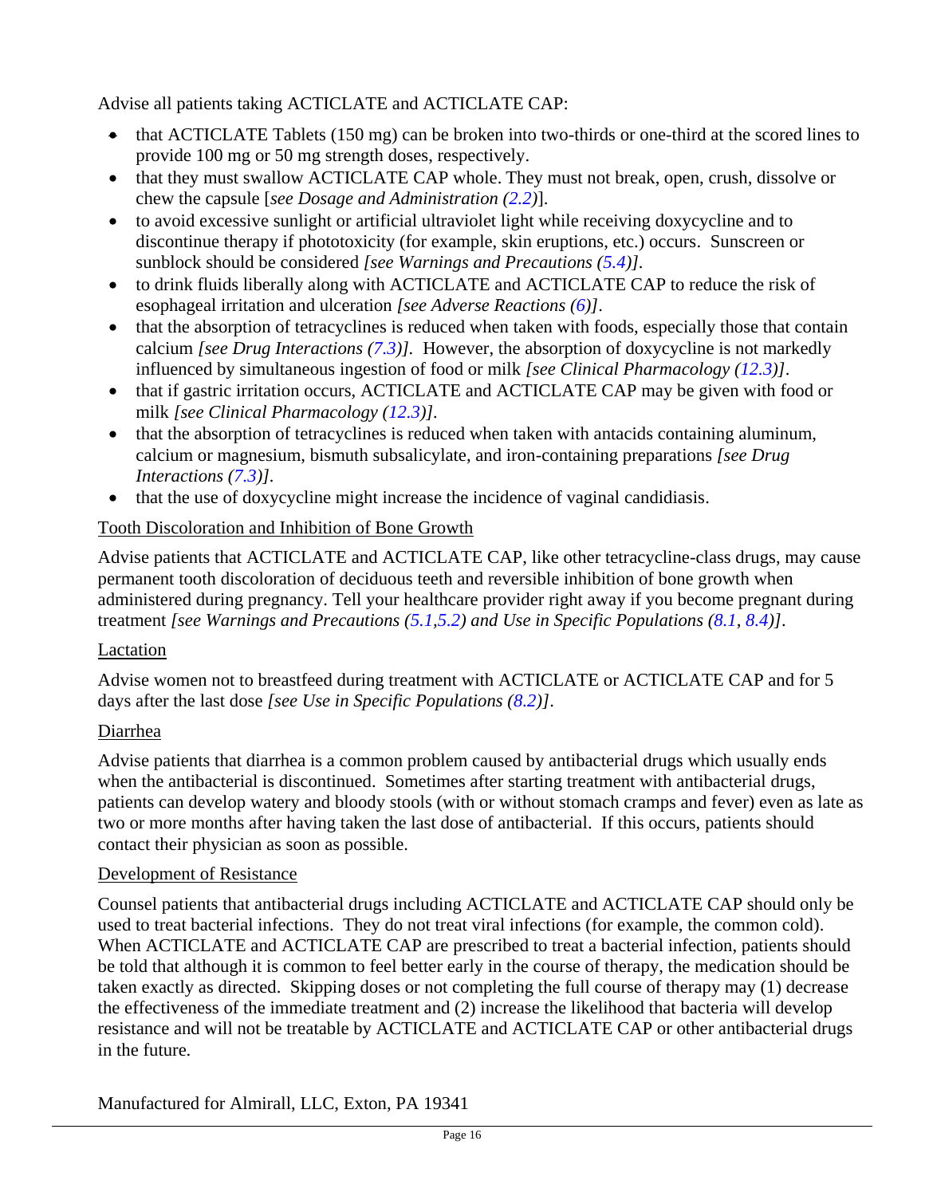Advise all patients taking ACTICLATE and ACTICLATE CAP:

- that ACTICLATE Tablets (150 mg) can be broken into two-thirds or one-third at the scored lines to provide 100 mg or 50 mg strength doses, respectively.
- that they must swallow ACTICLATE CAP whole. They must not break, open, crush, dissolve or chew the capsule [*see Dosage and Administration (2.2)*].
- to avoid excessive sunlight or artificial ultraviolet light while receiving doxycycline and to discontinue therapy if phototoxicity (for example, skin eruptions, etc.) occurs. Sunscreen or sunblock should be considered *[see Warnings and Precautions (5.4)]*.
- to drink fluids liberally along with ACTICLATE and ACTICLATE CAP to reduce the risk of esophageal irritation and ulceration *[see Adverse Reactions (6)]*.
- that the absorption of tetracyclines is reduced when taken with foods, especially those that contain calcium *[see Drug Interactions (7.3)]*. However, the absorption of doxycycline is not markedly influenced by simultaneous ingestion of food or milk *[see Clinical Pharmacology (12.3)]*.
- that if gastric irritation occurs, ACTICLATE and ACTICLATE CAP may be given with food or milk *[see Clinical Pharmacology (12.3)]*.
- that the absorption of tetracyclines is reduced when taken with antacids containing aluminum, calcium or magnesium, bismuth subsalicylate, and iron-containing preparations *[see Drug Interactions (7.3)]*.
- that the use of doxycycline might increase the incidence of vaginal candidiasis.

Tooth Discoloration and Inhibition of Bone Growth

Advise patients that ACTICLATE and ACTICLATE CAP, like other tetracycline-class drugs, may cause permanent tooth discoloration of deciduous teeth and reversible inhibition of bone growth when administered during pregnancy. Tell your healthcare provider right away if you become pregnant during treatment *[see Warnings and Precautions (5.1,5.2) and Use in Specific Populations (8.1, 8.4)]*.

Lactation

Advise women not to breastfeed during treatment with ACTICLATE or ACTICLATE CAP and for 5 days after the last dose *[see Use in Specific Populations (8.2)]*.

Diarrhea

Advise patients that diarrhea is a common problem caused by antibacterial drugs which usually ends when the antibacterial is discontinued. Sometimes after starting treatment with antibacterial drugs, patients can develop watery and bloody stools (with or without stomach cramps and fever) even as late as two or more months after having taken the last dose of antibacterial. If this occurs, patients should contact their physician as soon as possible.

Development of Resistance

Counsel patients that antibacterial drugs including ACTICLATE and ACTICLATE CAP should only be used to treat bacterial infections. They do not treat viral infections (for example, the common cold). When ACTICLATE and ACTICLATE CAP are prescribed to treat a bacterial infection, patients should be told that although it is common to feel better early in the course of therapy, the medication should be taken exactly as directed. Skipping doses or not completing the full course of therapy may (1) decrease the effectiveness of the immediate treatment and (2) increase the likelihood that bacteria will develop resistance and will not be treatable by ACTICLATE and ACTICLATE CAP or other antibacterial drugs in the future.

Manufactured for Almirall, LLC, Exton, PA 19341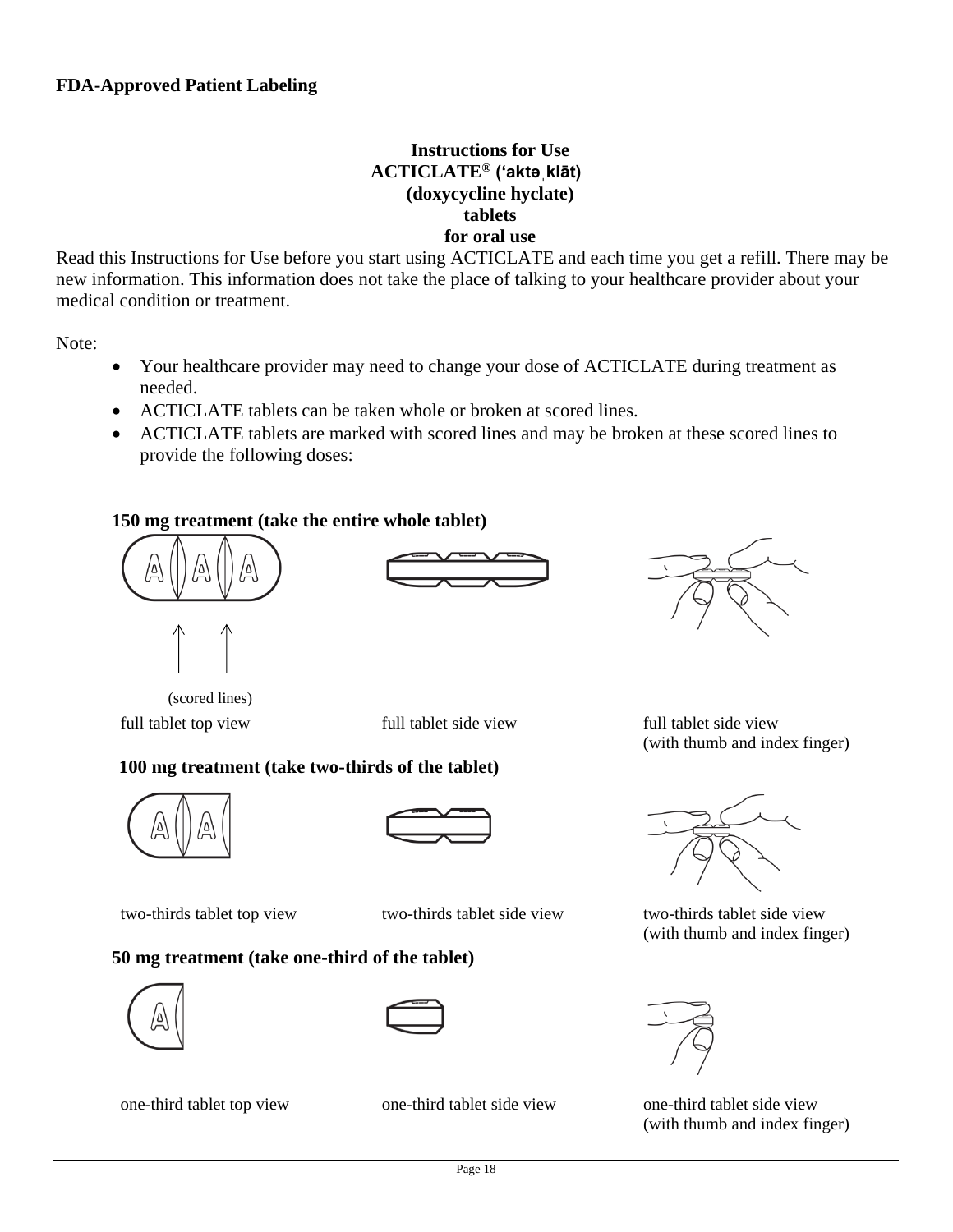**FDA-Approved Patient Labeling**

# Instructions for Use
## ACTICLATE® (ˈaktəˌklāt) (doxycycline hyclate) tablets for oral use

Read this Instructions for Use before you start using ACTICLATE and each time you get a refill. There may be new information. This information does not take the place of talking to your healthcare provider about your medical condition or treatment.

Note:

- Your healthcare provider may need to change your dose of ACTICLATE during treatment as needed.
- ACTICLATE tablets can be taken whole or broken at scored lines.
- ACTICLATE tablets are marked with scored lines and may be broken at these scored lines to provide the following doses:

**150 mg treatment (take the entire whole tablet)**

(scored lines)

full tablet top view | full tablet side view | full tablet side view (with thumb and index finger)

**100 mg treatment (take two-thirds of the tablet)**

two-thirds tablet top view | two-thirds tablet side view | two-thirds tablet side view (with thumb and index finger)

**50 mg treatment (take one-third of the tablet)**

one-third tablet top view | one-third tablet side view | one-third tablet side view (with thumb and index finger)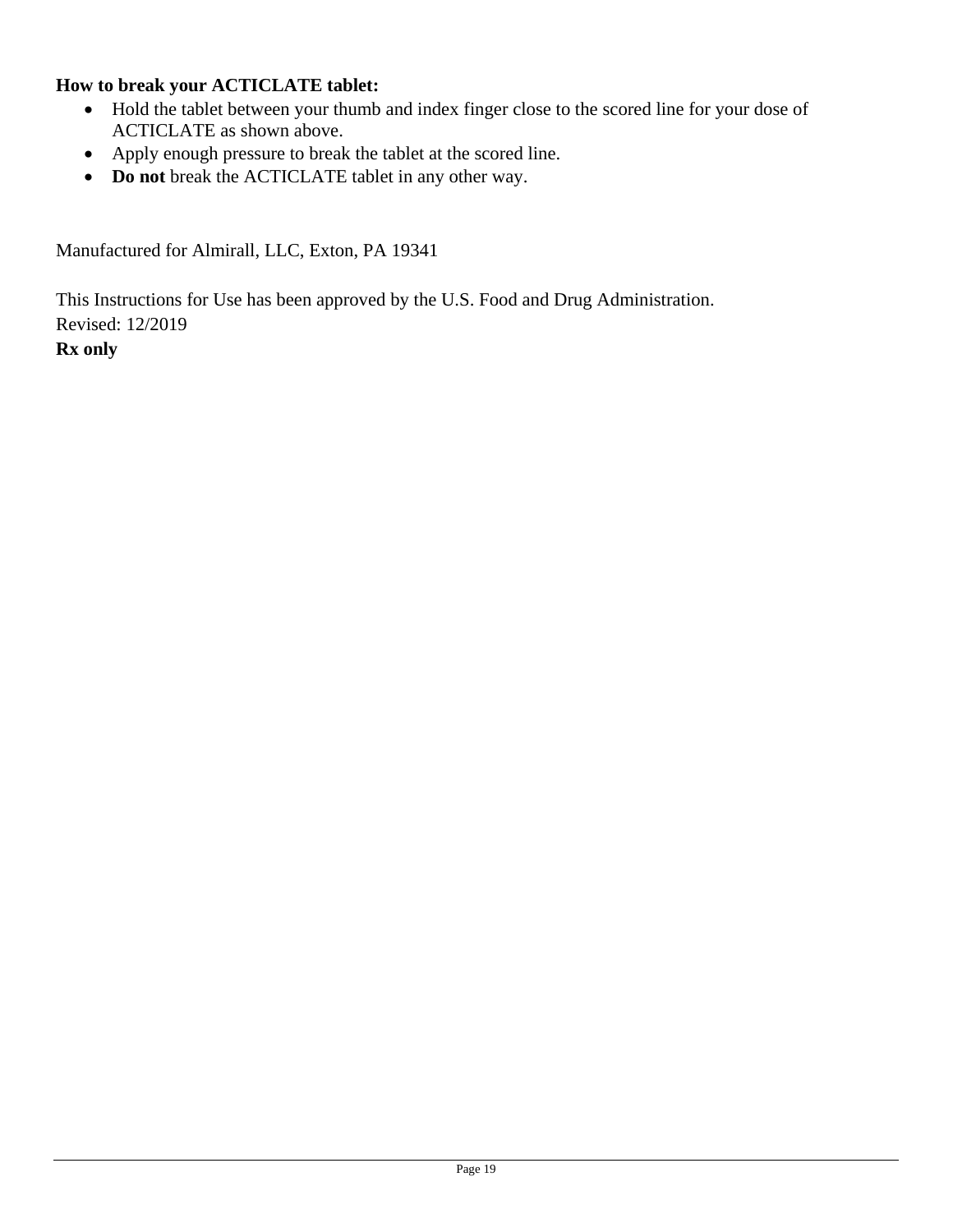**How to break your ACTICLATE tablet:**

- Hold the tablet between your thumb and index finger close to the scored line for your dose of ACTICLATE as shown above.
- Apply enough pressure to break the tablet at the scored line.
- **Do not** break the ACTICLATE tablet in any other way.

Manufactured for Almirall, LLC, Exton, PA 19341

This Instructions for Use has been approved by the U.S. Food and Drug Administration.
Revised: 12/2019
**Rx only**